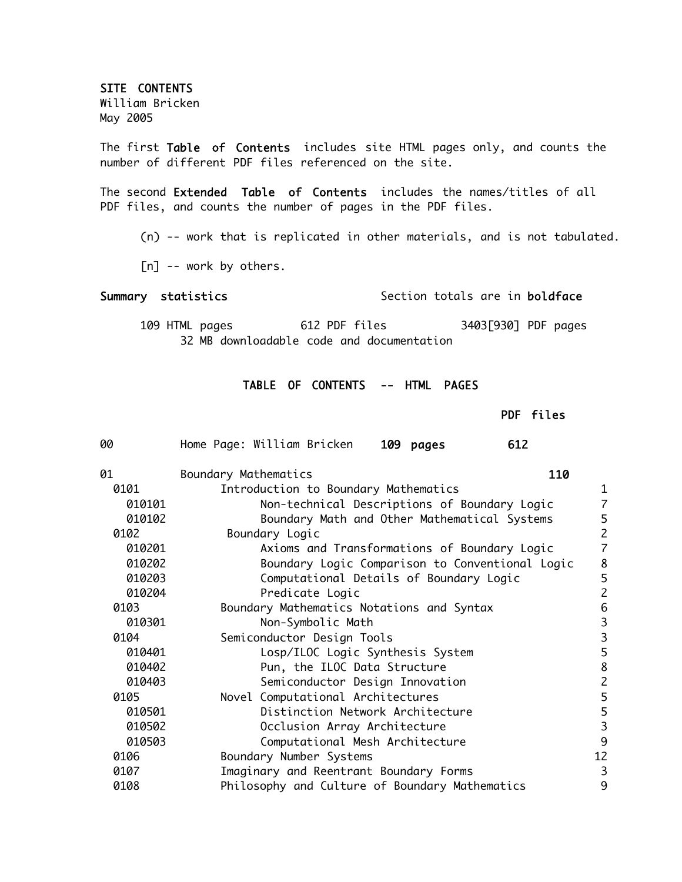**SITE CONTENTS**
William Bricken
May 2005

The first **Table of Contents** includes site HTML pages only, and counts the number of different PDF files referenced on the site.

The second **Extended Table of Contents** includes the names/titles of all PDF files, and counts the number of pages in the PDF files.

(n) -- work that is replicated in other materials, and is not tabulated.

[n] -- work by others.

**Summary statistics** — Section totals are in **boldface**

109 HTML pages — 612 PDF files — 3403[930] PDF pages
32 MB downloadable code and documentation

## TABLE OF CONTENTS -- HTML PAGES

| | | | PDF files | |
|---|---|---|---|---|
| 00 | Home Page: William Bricken | **109 pages** | **612** | |
| 01 | Boundary Mathematics | | **110** | |
| 0101 | Introduction to Boundary Mathematics | | | 1 |
| 010101 | Non-technical Descriptions of Boundary Logic | | | 7 |
| 010102 | Boundary Math and Other Mathematical Systems | | | 5 |
| 0102 | Boundary Logic | | | 2 |
| 010201 | Axioms and Transformations of Boundary Logic | | | 7 |
| 010202 | Boundary Logic Comparison to Conventional Logic | | | 8 |
| 010203 | Computational Details of Boundary Logic | | | 5 |
| 010204 | Predicate Logic | | | 2 |
| 0103 | Boundary Mathematics Notations and Syntax | | | 6 |
| 010301 | Non-Symbolic Math | | | 3 |
| 0104 | Semiconductor Design Tools | | | 3 |
| 010401 | Losp/ILOC Logic Synthesis System | | | 5 |
| 010402 | Pun, the ILOC Data Structure | | | 8 |
| 010403 | Semiconductor Design Innovation | | | 2 |
| 0105 | Novel Computational Architectures | | | 5 |
| 010501 | Distinction Network Architecture | | | 5 |
| 010502 | Occlusion Array Architecture | | | 3 |
| 010503 | Computational Mesh Architecture | | | 9 |
| 0106 | Boundary Number Systems | | | 12 |
| 0107 | Imaginary and Reentrant Boundary Forms | | | 3 |
| 0108 | Philosophy and Culture of Boundary Mathematics | | | 9 |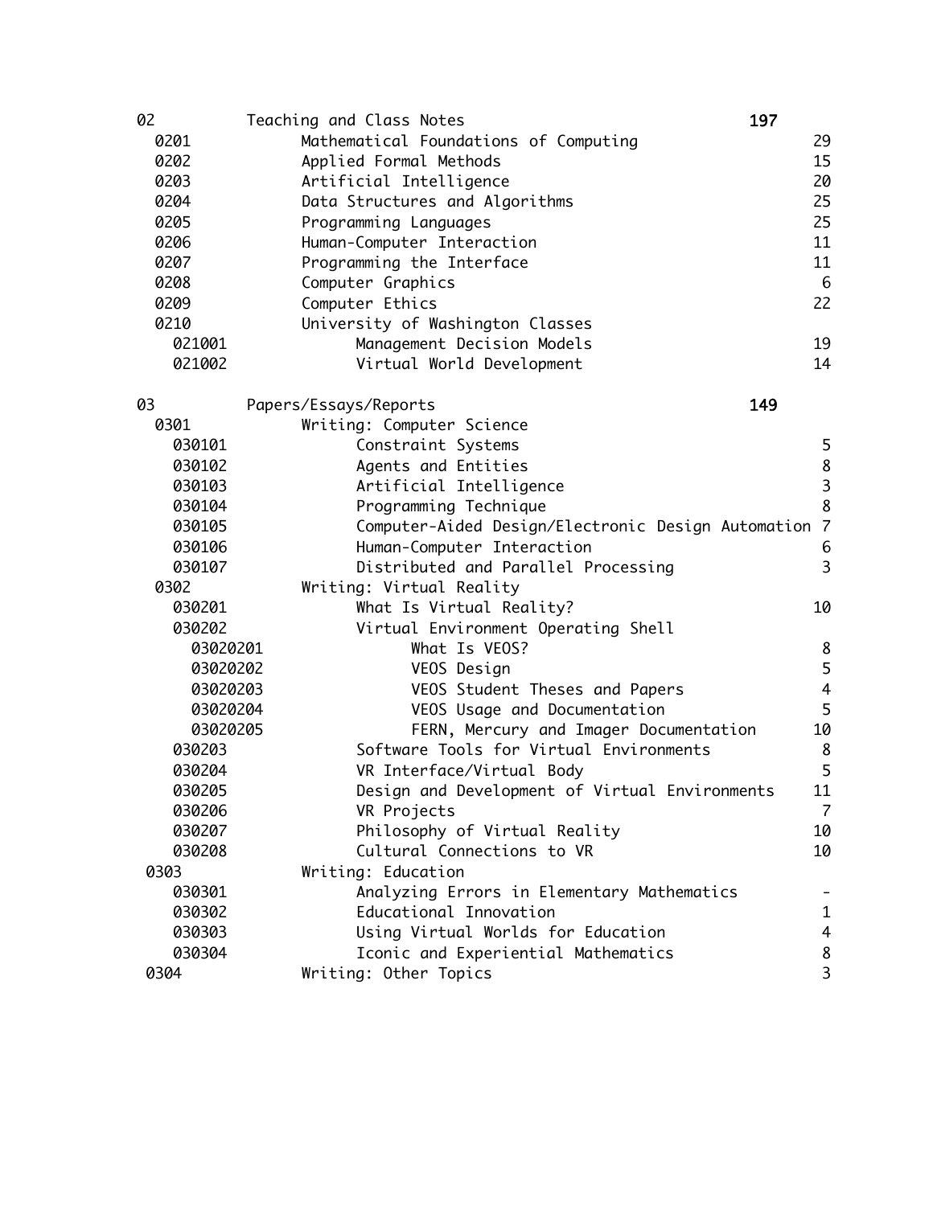| Code | Title | Total | Count |
|---|---|---|---|
| 02 | Teaching and Class Notes | **197** | |
| 0201 | Mathematical Foundations of Computing | | 29 |
| 0202 | Applied Formal Methods | | 15 |
| 0203 | Artificial Intelligence | | 20 |
| 0204 | Data Structures and Algorithms | | 25 |
| 0205 | Programming Languages | | 25 |
| 0206 | Human-Computer Interaction | | 11 |
| 0207 | Programming the Interface | | 11 |
| 0208 | Computer Graphics | | 6 |
| 0209 | Computer Ethics | | 22 |
| 0210 | University of Washington Classes | | |
| 021001 | Management Decision Models | | 19 |
| 021002 | Virtual World Development | | 14 |
| 03 | Papers/Essays/Reports | **149** | |
| 0301 | Writing: Computer Science | | |
| 030101 | Constraint Systems | | 5 |
| 030102 | Agents and Entities | | 8 |
| 030103 | Artificial Intelligence | | 3 |
| 030104 | Programming Technique | | 8 |
| 030105 | Computer-Aided Design/Electronic Design Automation | | 7 |
| 030106 | Human-Computer Interaction | | 6 |
| 030107 | Distributed and Parallel Processing | | 3 |
| 0302 | Writing: Virtual Reality | | |
| 030201 | What Is Virtual Reality? | | 10 |
| 030202 | Virtual Environment Operating Shell | | |
| 03020201 | What Is VEOS? | | 8 |
| 03020202 | VEOS Design | | 5 |
| 03020203 | VEOS Student Theses and Papers | | 4 |
| 03020204 | VEOS Usage and Documentation | | 5 |
| 03020205 | FERN, Mercury and Imager Documentation | | 10 |
| 030203 | Software Tools for Virtual Environments | | 8 |
| 030204 | VR Interface/Virtual Body | | 5 |
| 030205 | Design and Development of Virtual Environments | | 11 |
| 030206 | VR Projects | | 7 |
| 030207 | Philosophy of Virtual Reality | | 10 |
| 030208 | Cultural Connections to VR | | 10 |
| 0303 | Writing: Education | | |
| 030301 | Analyzing Errors in Elementary Mathematics | | - |
| 030302 | Educational Innovation | | 1 |
| 030303 | Using Virtual Worlds for Education | | 4 |
| 030304 | Iconic and Experiential Mathematics | | 8 |
| 0304 | Writing: Other Topics | | 3 |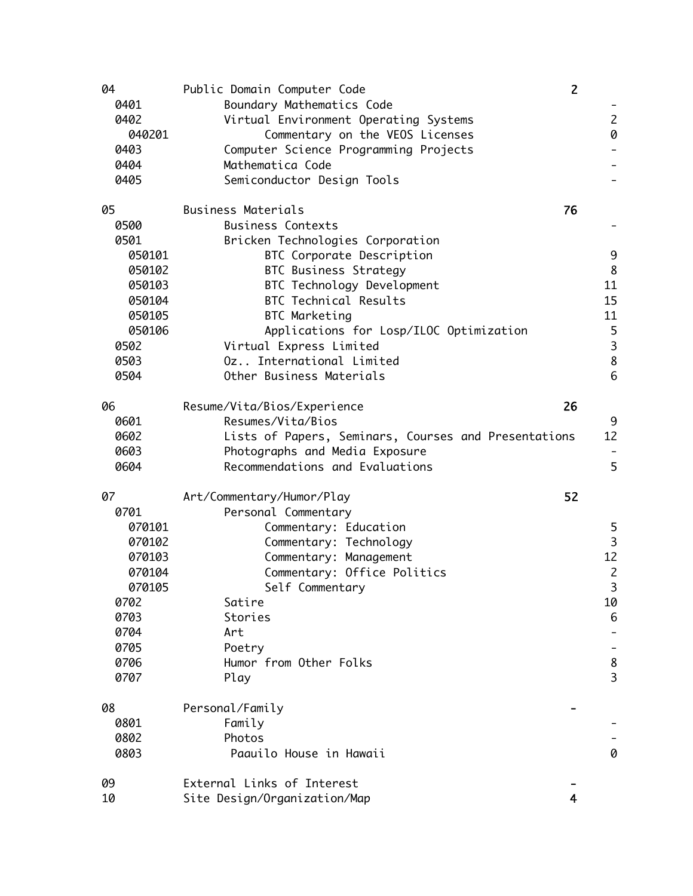| | | | |
|---|---|---|---|
| 04 | Public Domain Computer Code | 2 | |
| 0401 | Boundary Mathematics Code | | - |
| 0402 | Virtual Environment Operating Systems | | 2 |
| 040201 | Commentary on the VEOS Licenses | | 0 |
| 0403 | Computer Science Programming Projects | | - |
| 0404 | Mathematica Code | | - |
| 0405 | Semiconductor Design Tools | | - |
| 05 | Business Materials | 76 | |
| 0500 | Business Contexts | | - |
| 0501 | Bricken Technologies Corporation | | |
| 050101 | BTC Corporate Description | | 9 |
| 050102 | BTC Business Strategy | | 8 |
| 050103 | BTC Technology Development | | 11 |
| 050104 | BTC Technical Results | | 15 |
| 050105 | BTC Marketing | | 11 |
| 050106 | Applications for Losp/ILOC Optimization | | 5 |
| 0502 | Virtual Express Limited | | 3 |
| 0503 | Oz.. International Limited | | 8 |
| 0504 | Other Business Materials | | 6 |
| 06 | Resume/Vita/Bios/Experience | 26 | |
| 0601 | Resumes/Vita/Bios | | 9 |
| 0602 | Lists of Papers, Seminars, Courses and Presentations | | 12 |
| 0603 | Photographs and Media Exposure | | - |
| 0604 | Recommendations and Evaluations | | 5 |
| 07 | Art/Commentary/Humor/Play | 52 | |
| 0701 | Personal Commentary | | |
| 070101 | Commentary: Education | | 5 |
| 070102 | Commentary: Technology | | 3 |
| 070103 | Commentary: Management | | 12 |
| 070104 | Commentary: Office Politics | | 2 |
| 070105 | Self Commentary | | 3 |
| 0702 | Satire | | 10 |
| 0703 | Stories | | 6 |
| 0704 | Art | | - |
| 0705 | Poetry | | - |
| 0706 | Humor from Other Folks | | 8 |
| 0707 | Play | | 3 |
| 08 | Personal/Family | - | |
| 0801 | Family | | - |
| 0802 | Photos | | - |
| 0803 | Paauilo House in Hawaii | | 0 |
| 09 | External Links of Interest | - | |
| 10 | Site Design/Organization/Map | 4 | |